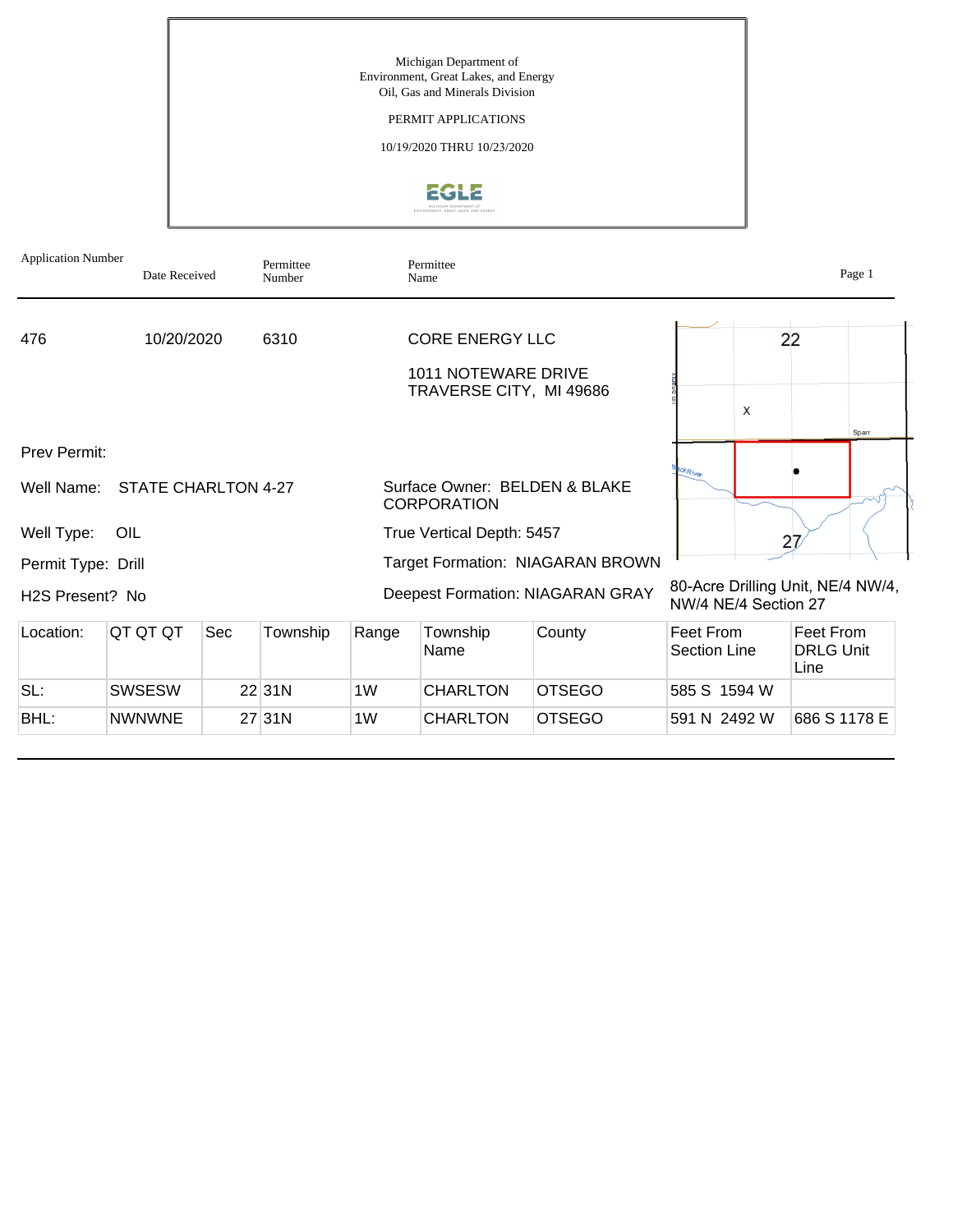Michigan Department of Environment, Great Lakes, and Energy
Oil, Gas and Minerals Division

PERMIT APPLICATIONS

10/19/2020 THRU 10/23/2020

| Application Number | Date Received | Permittee Number | Permittee Name |
|---|---|---|---|
| 476 | 10/20/2020 | 6310 | CORE ENERGY LLC<br>1011 NOTEWARE DRIVE<br>TRAVERSE CITY, MI 49686 |

Prev Permit:

Well Name: STATE CHARLTON 4-27

Surface Owner: BELDEN & BLAKE CORPORATION

Well Type: OIL

True Vertical Depth: 5457

Permit Type: Drill

Target Formation: NIAGARAN BROWN

H2S Present? No

Deepest Formation: NIAGARAN GRAY

80-Acre Drilling Unit, NE/4 NW/4, NW/4 NE/4 Section 27

| Location: | QT QT QT | Sec | Township | Range | Township Name | County | Feet From Section Line | Feet From DRLG Unit Line |
|---|---|---|---|---|---|---|---|---|
| SL: | SWSESW | 22 | 31N | 1W | CHARLTON | OTSEGO | 585 S 1594 W | |
| BHL: | NWNWNE | 27 | 31N | 1W | CHARLTON | OTSEGO | 591 N 2492 W | 686 S 1178 E |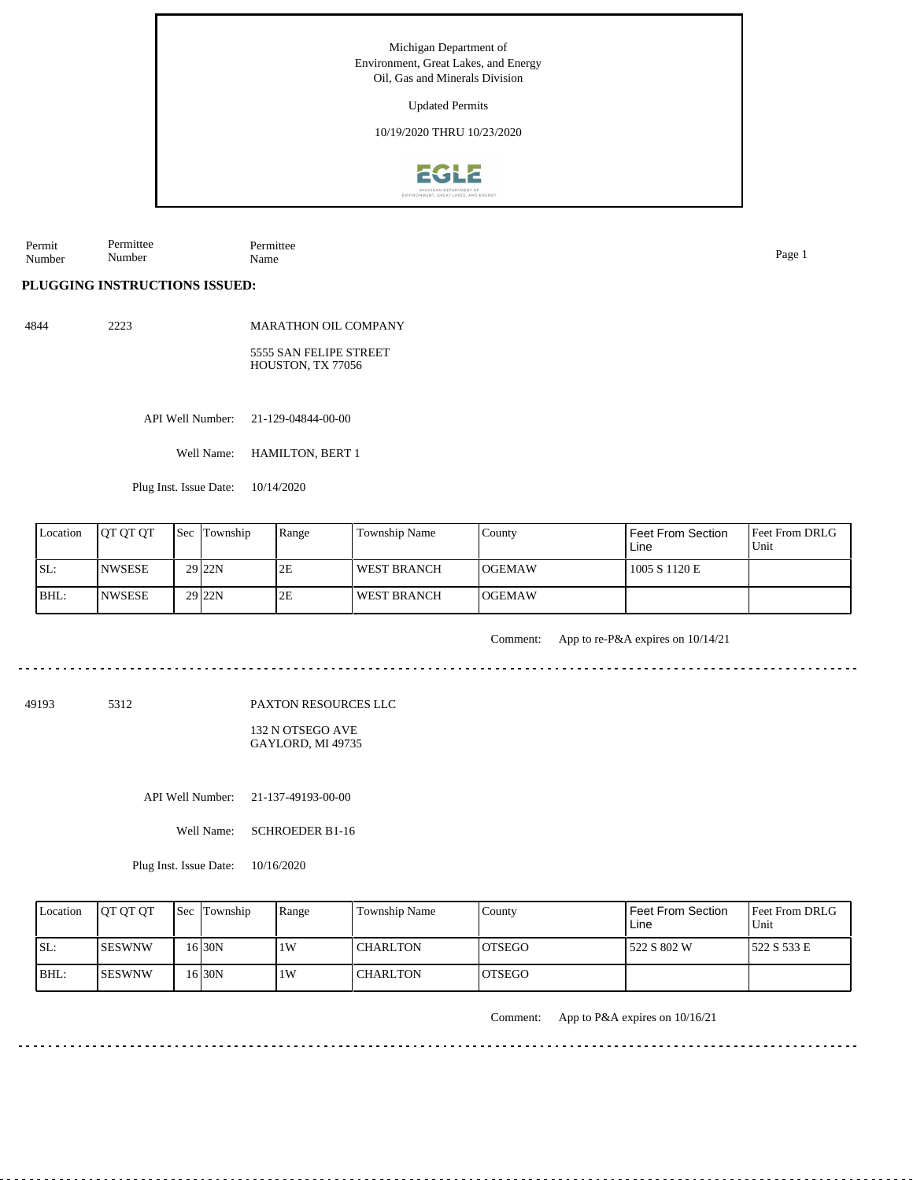Michigan Department of
Environment, Great Lakes, and Energy
Oil, Gas and Minerals Division

Updated Permits

10/19/2020 THRU 10/23/2020

| Permit Number | Permittee Number | Permittee Name |
|---|---|---|

**PLUGGING INSTRUCTIONS ISSUED:**

4844 2223 MARATHON OIL COMPANY

5555 SAN FELIPE STREET
HOUSTON, TX 77056

API Well Number: 21-129-04844-00-00

Well Name: HAMILTON, BERT 1

Plug Inst. Issue Date: 10/14/2020

| Location | QT QT QT | Sec | Township | Range | Township Name | County | Feet From Section Line | Feet From DRLG Unit |
|---|---|---|---|---|---|---|---|---|
| SL: | NWSESE | 29 | 22N | 2E | WEST BRANCH | OGEMAW | 1005 S 1120 E | |
| BHL: | NWSESE | 29 | 22N | 2E | WEST BRANCH | OGEMAW | | |

Comment: App to re-P&A expires on 10/14/21

---

49193 5312 PAXTON RESOURCES LLC

132 N OTSEGO AVE
GAYLORD, MI 49735

API Well Number: 21-137-49193-00-00

Well Name: SCHROEDER B1-16

Plug Inst. Issue Date: 10/16/2020

| Location | QT QT QT | Sec | Township | Range | Township Name | County | Feet From Section Line | Feet From DRLG Unit |
|---|---|---|---|---|---|---|---|---|
| SL: | SESWNW | 16 | 30N | 1W | CHARLTON | OTSEGO | 522 S 802 W | 522 S 533 E |
| BHL: | SESWNW | 16 | 30N | 1W | CHARLTON | OTSEGO | | |

Comment: App to P&A expires on 10/16/21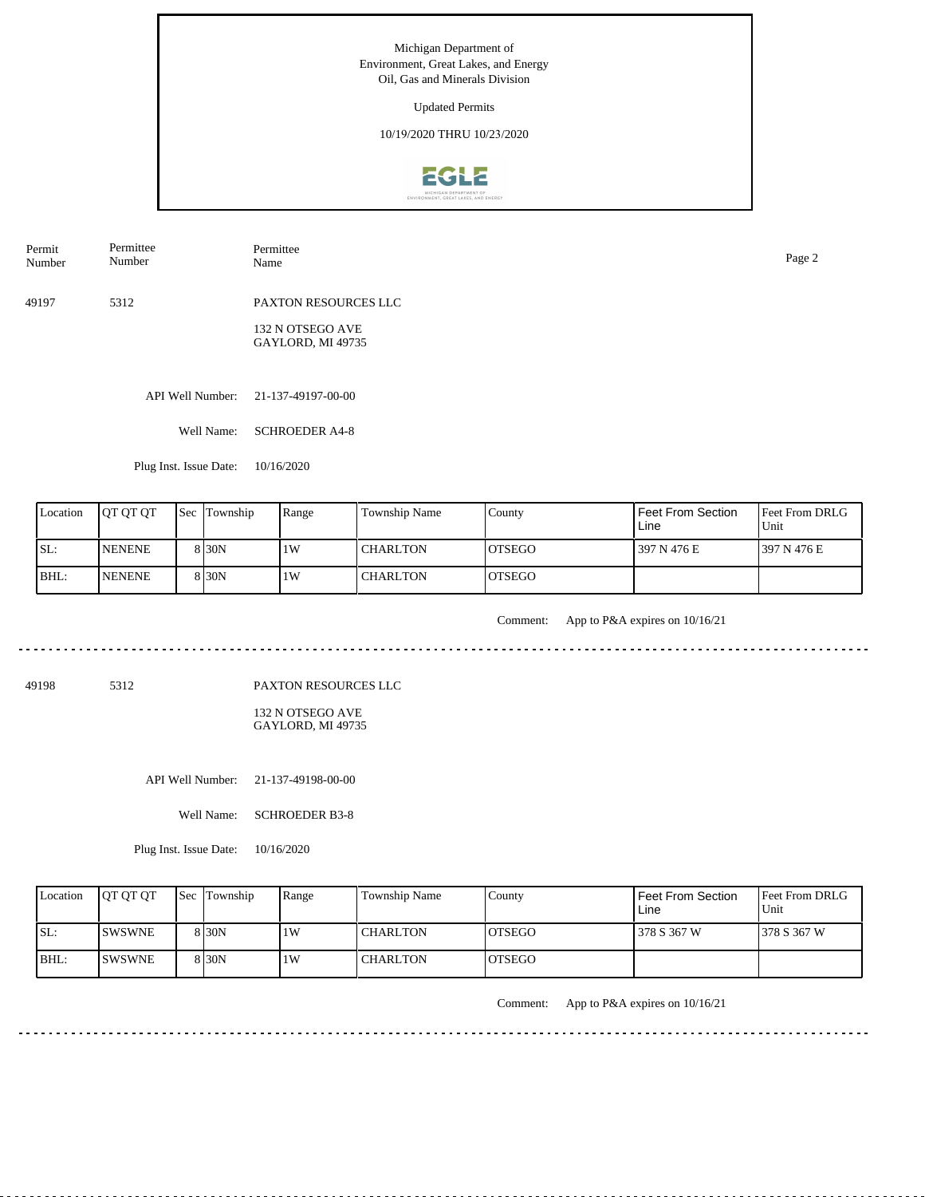Michigan Department of Environment, Great Lakes, and Energy
Oil, Gas and Minerals Division

Updated Permits

10/19/2020 THRU 10/23/2020

| Permit Number | Permittee Number | Permittee Name |
|---|---|---|
| 49197 | 5312 | PAXTON RESOURCES LLC<br>132 N OTSEGO AVE<br>GAYLORD, MI 49735 |

API Well Number: 21-137-49197-00-00

Well Name: SCHROEDER A4-8

Plug Inst. Issue Date: 10/16/2020

| Location | QT QT QT | Sec | Township | Range | Township Name | County | Feet From Section Line | Feet From DRLG Unit |
|---|---|---|---|---|---|---|---|---|
| SL: | NENENE | 8 | 30N | 1W | CHARLTON | OTSEGO | 397 N 476 E | 397 N 476 E |
| BHL: | NENENE | 8 | 30N | 1W | CHARLTON | OTSEGO | | |

Comment: App to P&A expires on 10/16/21

---

| Permit Number | Permittee Number | Permittee Name |
|---|---|---|
| 49198 | 5312 | PAXTON RESOURCES LLC<br>132 N OTSEGO AVE<br>GAYLORD, MI 49735 |

API Well Number: 21-137-49198-00-00

Well Name: SCHROEDER B3-8

Plug Inst. Issue Date: 10/16/2020

| Location | QT QT QT | Sec | Township | Range | Township Name | County | Feet From Section Line | Feet From DRLG Unit |
|---|---|---|---|---|---|---|---|---|
| SL: | SWSWNE | 8 | 30N | 1W | CHARLTON | OTSEGO | 378 S 367 W | 378 S 367 W |
| BHL: | SWSWNE | 8 | 30N | 1W | CHARLTON | OTSEGO | | |

Comment: App to P&A expires on 10/16/21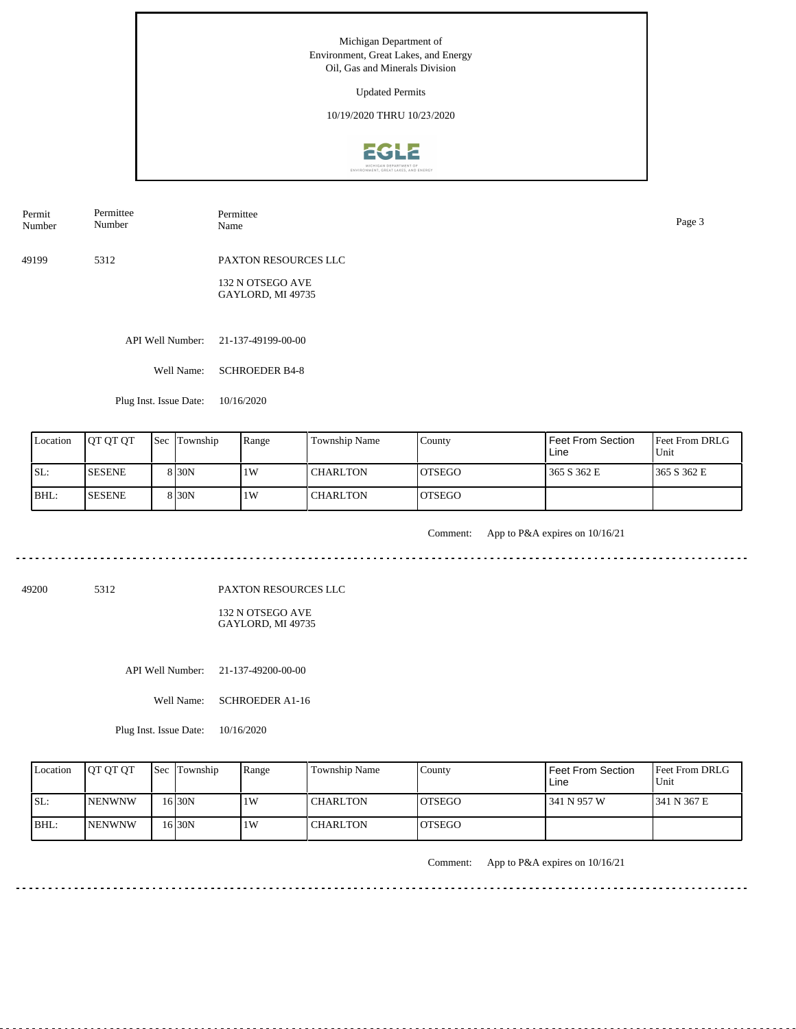Michigan Department of
Environment, Great Lakes, and Energy
Oil, Gas and Minerals Division

Updated Permits

10/19/2020 THRU 10/23/2020

| Permit Number | Permittee Number | Permittee Name |
|---|---|---|
| 49199 | 5312 | PAXTON RESOURCES LLC<br>132 N OTSEGO AVE<br>GAYLORD, MI 49735 |

API Well Number: 21-137-49199-00-00

Well Name: SCHROEDER B4-8

Plug Inst. Issue Date: 10/16/2020

| Location | QT QT QT | Sec | Township | Range | Township Name | County | Feet From Section Line | Feet From DRLG Unit |
|---|---|---|---|---|---|---|---|---|
| SL: | SESENE | 8 | 30N | 1W | CHARLTON | OTSEGO | 365 S 362 E | 365 S 362 E |
| BHL: | SESENE | 8 | 30N | 1W | CHARLTON | OTSEGO | | |

Comment: App to P&A expires on 10/16/21

---

| Permit Number | Permittee Number | Permittee Name |
|---|---|---|
| 49200 | 5312 | PAXTON RESOURCES LLC<br>132 N OTSEGO AVE<br>GAYLORD, MI 49735 |

API Well Number: 21-137-49200-00-00

Well Name: SCHROEDER A1-16

Plug Inst. Issue Date: 10/16/2020

| Location | QT QT QT | Sec | Township | Range | Township Name | County | Feet From Section Line | Feet From DRLG Unit |
|---|---|---|---|---|---|---|---|---|
| SL: | NENWNW | 16 | 30N | 1W | CHARLTON | OTSEGO | 341 N 957 W | 341 N 367 E |
| BHL: | NENWNW | 16 | 30N | 1W | CHARLTON | OTSEGO | | |

Comment: App to P&A expires on 10/16/21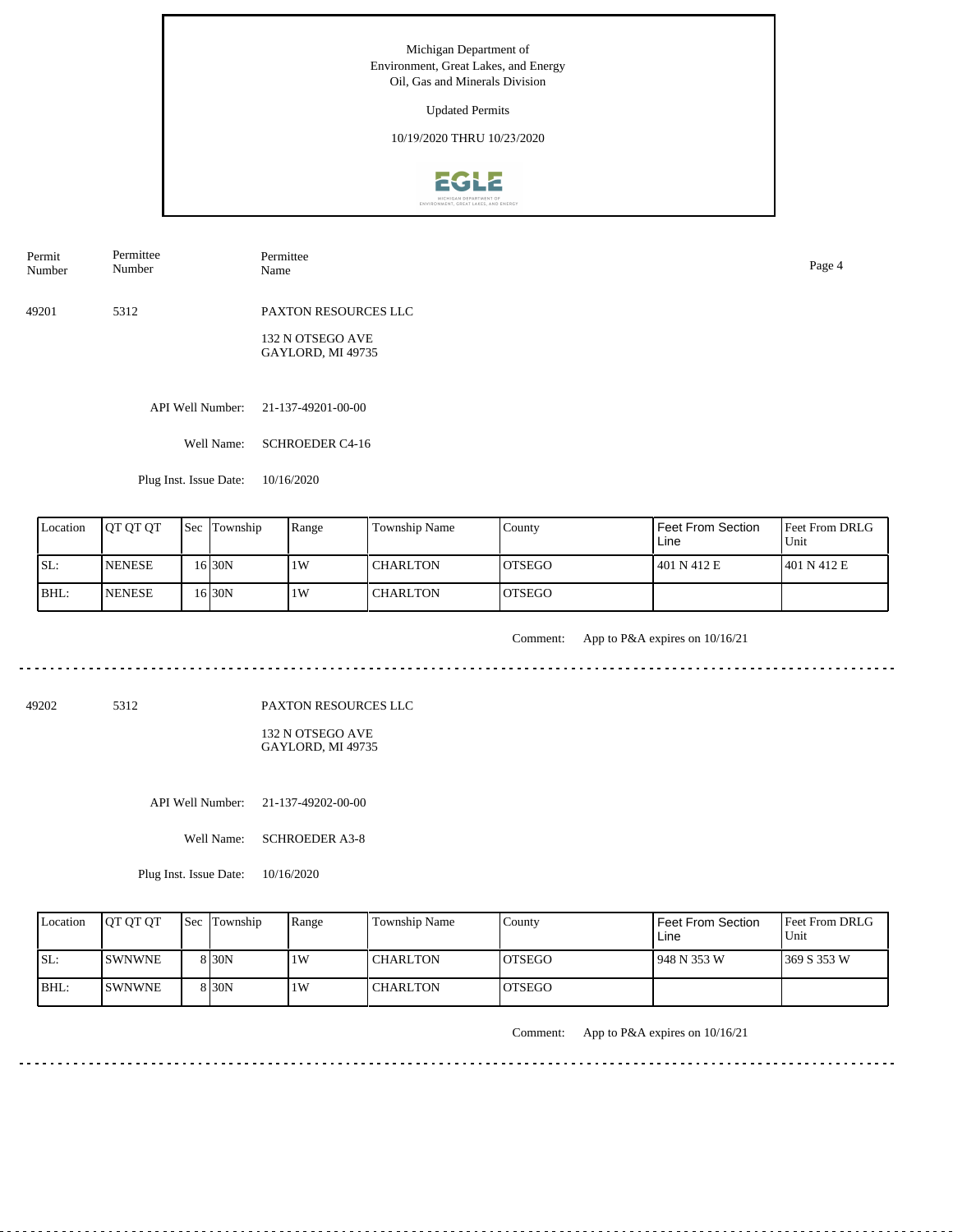Michigan Department of
Environment, Great Lakes, and Energy
Oil, Gas and Minerals Division

Updated Permits

10/19/2020 THRU 10/23/2020

| Permit Number | Permittee Number | Permittee Name |
|---|---|---|
| 49201 | 5312 | PAXTON RESOURCES LLC |

132 N OTSEGO AVE
GAYLORD, MI 49735

API Well Number: 21-137-49201-00-00

Well Name: SCHROEDER C4-16

Plug Inst. Issue Date: 10/16/2020

| Location | QT QT QT | Sec | Township | Range | Township Name | County | Feet From Section Line | Feet From DRLG Unit |
|---|---|---|---|---|---|---|---|---|
| SL: | NENESE | 16 | 30N | 1W | CHARLTON | OTSEGO | 401 N 412 E | 401 N 412 E |
| BHL: | NENESE | 16 | 30N | 1W | CHARLTON | OTSEGO | | |

Comment: App to P&A expires on 10/16/21

---

| Permit Number | Permittee Number | Permittee Name |
|---|---|---|
| 49202 | 5312 | PAXTON RESOURCES LLC |

132 N OTSEGO AVE
GAYLORD, MI 49735

API Well Number: 21-137-49202-00-00

Well Name: SCHROEDER A3-8

Plug Inst. Issue Date: 10/16/2020

| Location | QT QT QT | Sec | Township | Range | Township Name | County | Feet From Section Line | Feet From DRLG Unit |
|---|---|---|---|---|---|---|---|---|
| SL: | SWNWNE | 8 | 30N | 1W | CHARLTON | OTSEGO | 948 N 353 W | 369 S 353 W |
| BHL: | SWNWNE | 8 | 30N | 1W | CHARLTON | OTSEGO | | |

Comment: App to P&A expires on 10/16/21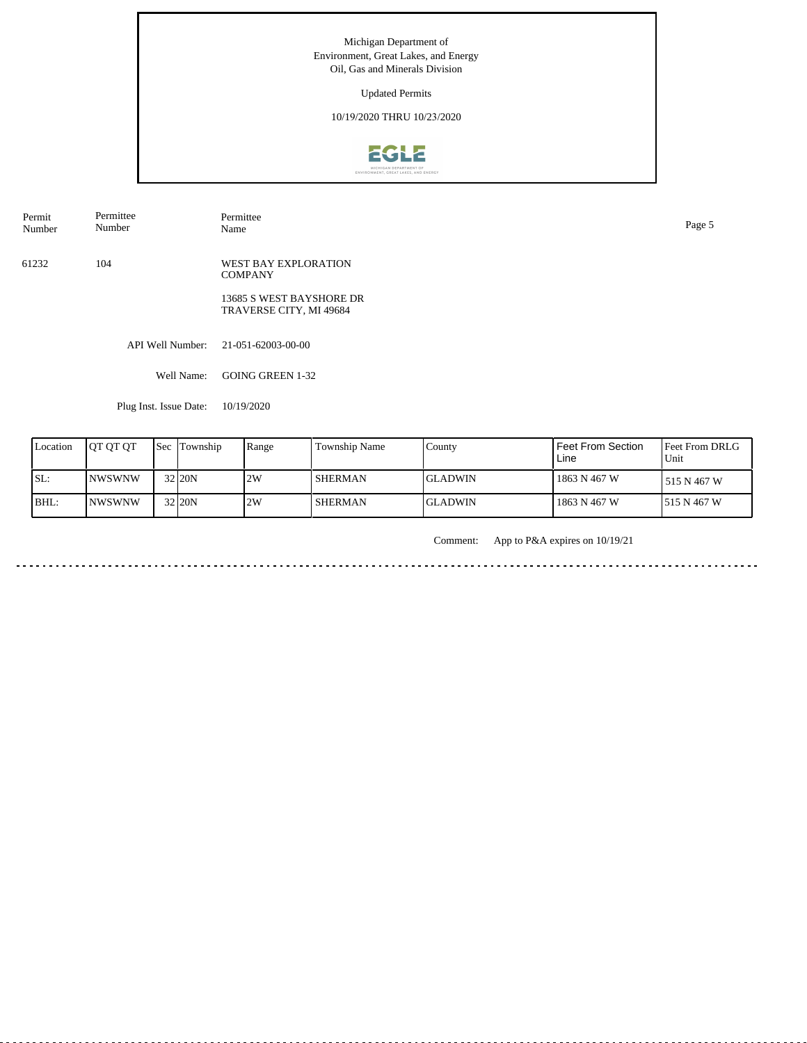Michigan Department of
Environment, Great Lakes, and Energy
Oil, Gas and Minerals Division

Updated Permits

10/19/2020 THRU 10/23/2020

| Permit Number | Permittee Number | Permittee Name |
|---|---|---|
| 61232 | 104 | WEST BAY EXPLORATION COMPANY<br>13685 S WEST BAYSHORE DR<br>TRAVERSE CITY, MI 49684 |

API Well Number: 21-051-62003-00-00

Well Name: GOING GREEN 1-32

Plug Inst. Issue Date: 10/19/2020

| Location | QT QT QT | Sec | Township | Range | Township Name | County | Feet From Section Line | Feet From DRLG Unit |
|---|---|---|---|---|---|---|---|---|
| SL: | NWSWNW | 32 | 20N | 2W | SHERMAN | GLADWIN | 1863 N 467 W | 515 N 467 W |
| BHL: | NWSWNW | 32 | 20N | 2W | SHERMAN | GLADWIN | 1863 N 467 W | 515 N 467 W |

Comment: App to P&A expires on 10/19/21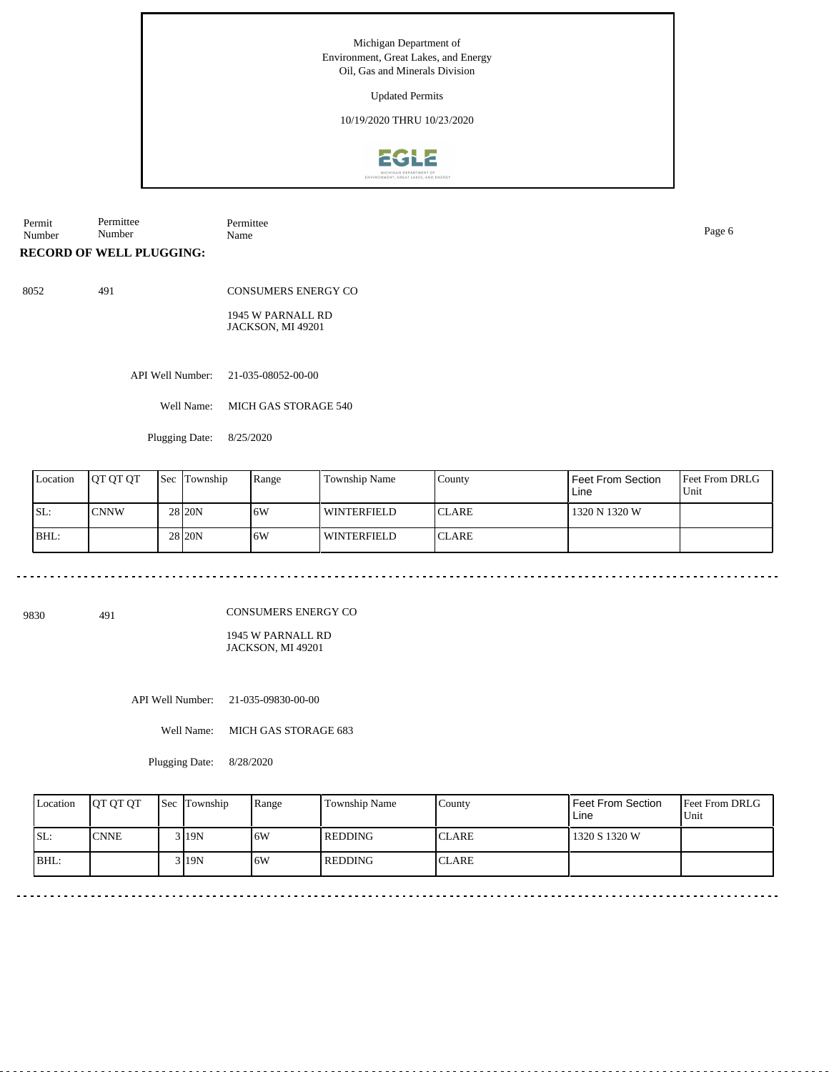Michigan Department of
Environment, Great Lakes, and Energy
Oil, Gas and Minerals Division

Updated Permits

10/19/2020 THRU 10/23/2020

| Permit Number | Permittee Number | Permittee Name |
|---|---|---|

**RECORD OF WELL PLUGGING:**

8052 491 CONSUMERS ENERGY CO

1945 W PARNALL RD
JACKSON, MI 49201

API Well Number: 21-035-08052-00-00

Well Name: MICH GAS STORAGE 540

Plugging Date: 8/25/2020

| Location | QT QT QT | Sec | Township | Range | Township Name | County | Feet From Section Line | Feet From DRLG Unit |
|---|---|---|---|---|---|---|---|---|
| SL: | CNNW | 28 | 20N | 6W | WINTERFIELD | CLARE | 1320 N 1320 W | |
| BHL: | | 28 | 20N | 6W | WINTERFIELD | CLARE | | |

---

9830 491 CONSUMERS ENERGY CO

1945 W PARNALL RD
JACKSON, MI 49201

API Well Number: 21-035-09830-00-00

Well Name: MICH GAS STORAGE 683

Plugging Date: 8/28/2020

| Location | QT QT QT | Sec | Township | Range | Township Name | County | Feet From Section Line | Feet From DRLG Unit |
|---|---|---|---|---|---|---|---|---|
| SL: | CNNE | 3 | 19N | 6W | REDDING | CLARE | 1320 S 1320 W | |
| BHL: | | 3 | 19N | 6W | REDDING | CLARE | | |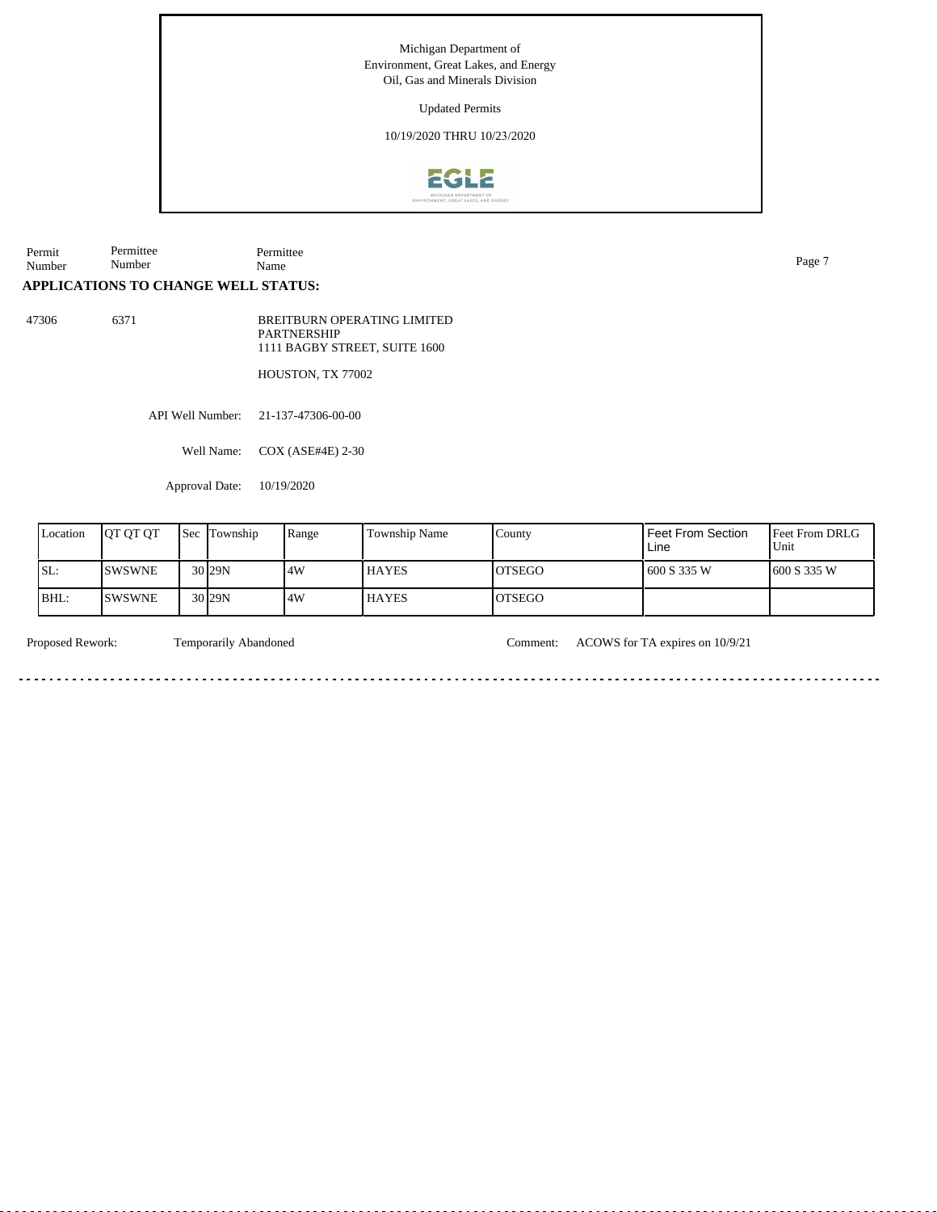Michigan Department of
Environment, Great Lakes, and Energy
Oil, Gas and Minerals Division

Updated Permits

10/19/2020 THRU 10/23/2020

| Permit Number | Permittee Number | Permittee Name |
|---|---|---|

## APPLICATIONS TO CHANGE WELL STATUS:

47306 6371 BREITBURN OPERATING LIMITED PARTNERSHIP
1111 BAGBY STREET, SUITE 1600

HOUSTON, TX 77002

API Well Number: 21-137-47306-00-00

Well Name: COX (ASE#4E) 2-30

Approval Date: 10/19/2020

| Location | QT QT QT | Sec | Township | Range | Township Name | County | Feet From Section Line | Feet From DRLG Unit |
|---|---|---|---|---|---|---|---|---|
| SL: | SWSWNE | 30 | 29N | 4W | HAYES | OTSEGO | 600 S 335 W | 600 S 335 W |
| BHL: | SWSWNE | 30 | 29N | 4W | HAYES | OTSEGO | | |

Proposed Rework: Temporarily Abandoned

Comment: ACOWS for TA expires on 10/9/21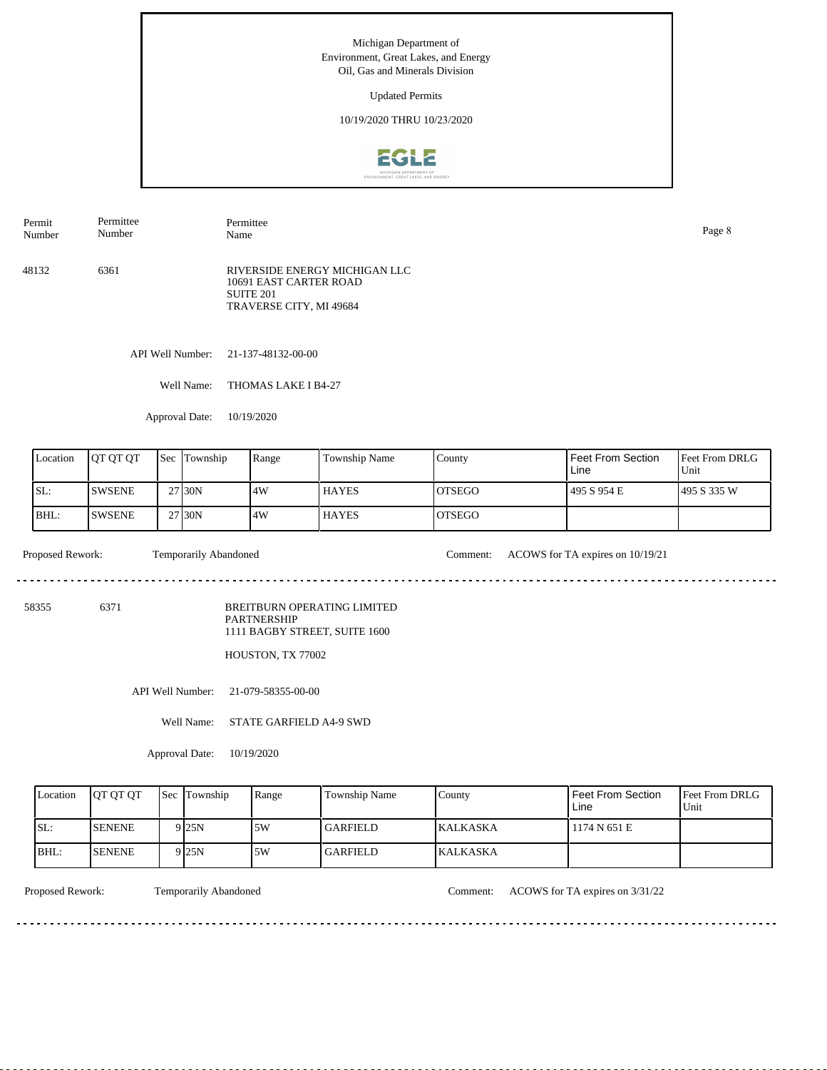Michigan Department of
Environment, Great Lakes, and Energy
Oil, Gas and Minerals Division

Updated Permits

10/19/2020 THRU 10/23/2020

| Permit Number | Permittee Number | Permittee Name |
|---|---|---|
| 48132 | 6361 | RIVERSIDE ENERGY MICHIGAN LLC<br>10691 EAST CARTER ROAD<br>SUITE 201<br>TRAVERSE CITY, MI 49684 |

API Well Number: 21-137-48132-00-00

Well Name: THOMAS LAKE I B4-27

Approval Date: 10/19/2020

| Location | QT QT QT | Sec | Township | Range | Township Name | County | Feet From Section Line | Feet From DRLG Unit |
|---|---|---|---|---|---|---|---|---|
| SL: | SWSENE | 27 | 30N | 4W | HAYES | OTSEGO | 495 S 954 E | 495 S 335 W |
| BHL: | SWSENE | 27 | 30N | 4W | HAYES | OTSEGO | | |

Proposed Rework: Temporarily Abandoned

Comment: ACOWS for TA expires on 10/19/21

---

| Permit Number | Permittee Number | Permittee Name |
|---|---|---|
| 58355 | 6371 | BREITBURN OPERATING LIMITED PARTNERSHIP<br>1111 BAGBY STREET, SUITE 1600<br>HOUSTON, TX 77002 |

API Well Number: 21-079-58355-00-00

Well Name: STATE GARFIELD A4-9 SWD

Approval Date: 10/19/2020

| Location | QT QT QT | Sec | Township | Range | Township Name | County | Feet From Section Line | Feet From DRLG Unit |
|---|---|---|---|---|---|---|---|---|
| SL: | SENENE | 9 | 25N | 5W | GARFIELD | KALKASKA | 1174 N 651 E | |
| BHL: | SENENE | 9 | 25N | 5W | GARFIELD | KALKASKA | | |

Proposed Rework: Temporarily Abandoned

Comment: ACOWS for TA expires on 3/31/22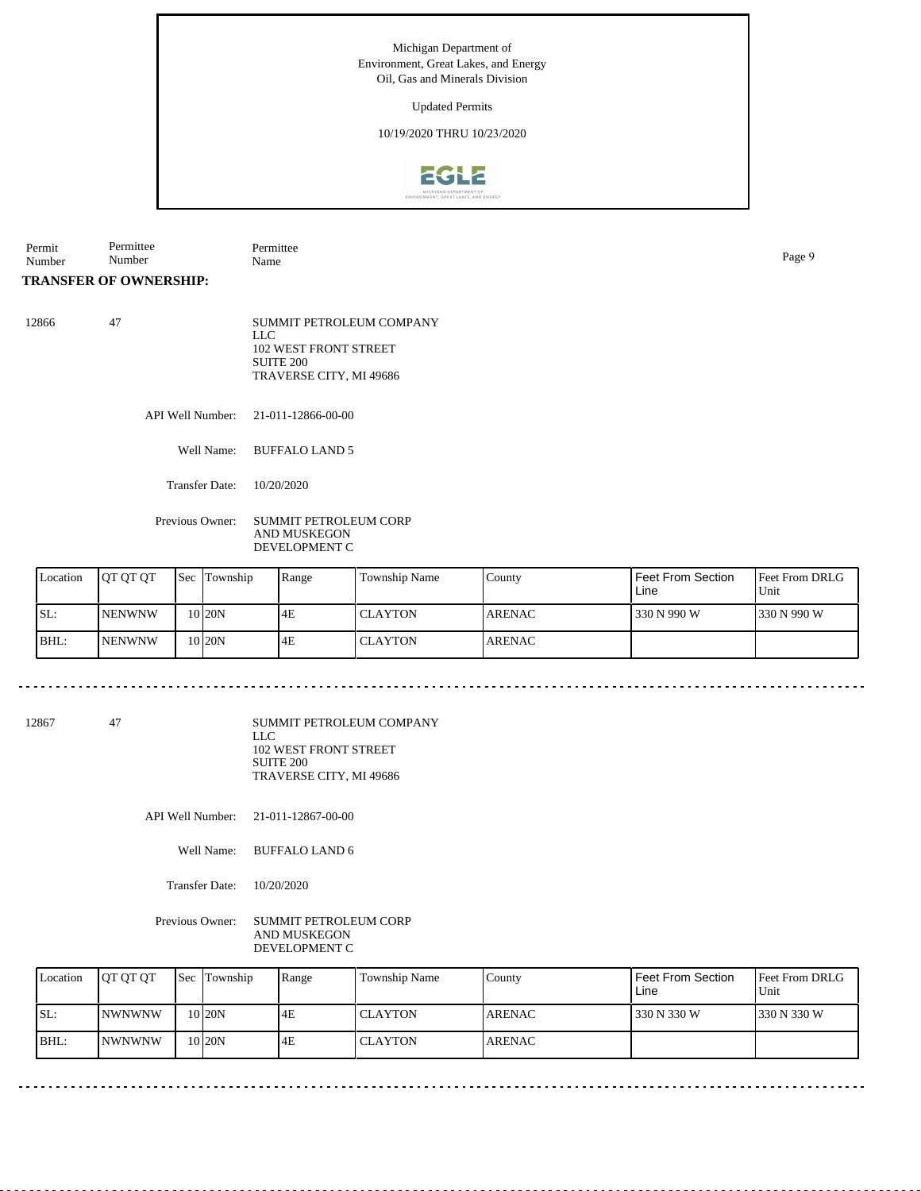Michigan Department of
Environment, Great Lakes, and Energy
Oil, Gas and Minerals Division

Updated Permits

10/19/2020 THRU 10/23/2020

| Permit Number | Permittee Number | Permittee Name |
|---|---|---|

**TRANSFER OF OWNERSHIP:**

12866 &nbsp;&nbsp; 47 &nbsp;&nbsp; SUMMIT PETROLEUM COMPANY LLC
102 WEST FRONT STREET
SUITE 200
TRAVERSE CITY, MI 49686

API Well Number: 21-011-12866-00-00

Well Name: BUFFALO LAND 5

Transfer Date: 10/20/2020

Previous Owner: SUMMIT PETROLEUM CORP AND MUSKEGON DEVELOPMENT C

| Location | QT QT QT | Sec | Township | Range | Township Name | County | Feet From Section Line | Feet From DRLG Unit |
|---|---|---|---|---|---|---|---|---|
| SL: | NENWNW | 10 | 20N | 4E | CLAYTON | ARENAC | 330 N 990 W | 330 N 990 W |
| BHL: | NENWNW | 10 | 20N | 4E | CLAYTON | ARENAC | | |

---

12867 &nbsp;&nbsp; 47 &nbsp;&nbsp; SUMMIT PETROLEUM COMPANY LLC
102 WEST FRONT STREET
SUITE 200
TRAVERSE CITY, MI 49686

API Well Number: 21-011-12867-00-00

Well Name: BUFFALO LAND 6

Transfer Date: 10/20/2020

Previous Owner: SUMMIT PETROLEUM CORP AND MUSKEGON DEVELOPMENT C

| Location | QT QT QT | Sec | Township | Range | Township Name | County | Feet From Section Line | Feet From DRLG Unit |
|---|---|---|---|---|---|---|---|---|
| SL: | NWNWNW | 10 | 20N | 4E | CLAYTON | ARENAC | 330 N 330 W | 330 N 330 W |
| BHL: | NWNWNW | 10 | 20N | 4E | CLAYTON | ARENAC | | |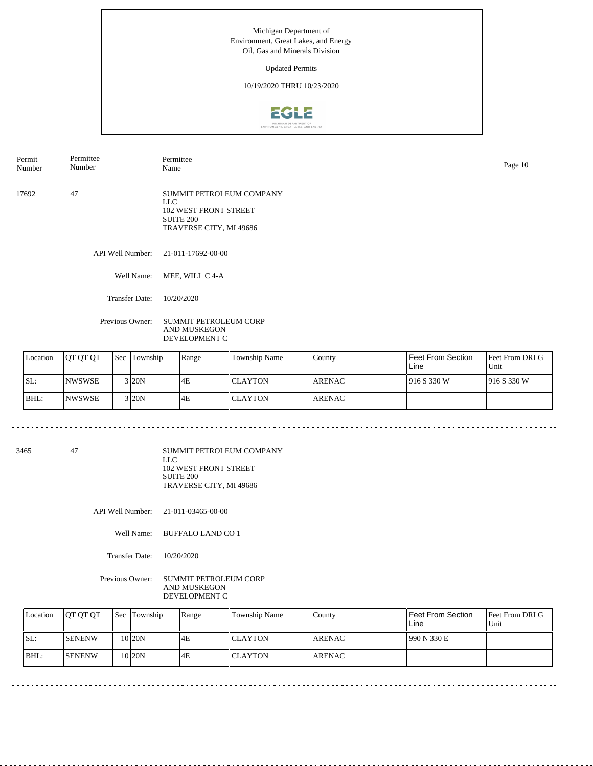Michigan Department of
Environment, Great Lakes, and Energy
Oil, Gas and Minerals Division

Updated Permits

10/19/2020 THRU 10/23/2020

| Permit Number | Permittee Number | Permittee Name |
|---|---|---|
| 17692 | 47 | SUMMIT PETROLEUM COMPANY LLC<br>102 WEST FRONT STREET<br>SUITE 200<br>TRAVERSE CITY, MI 49686 |

API Well Number: 21-011-17692-00-00

Well Name: MEE, WILL C 4-A

Transfer Date: 10/20/2020

Previous Owner: SUMMIT PETROLEUM CORP AND MUSKEGON DEVELOPMENT C

| Location | QT QT QT | Sec | Township | Range | Township Name | County | Feet From Section Line | Feet From DRLG Unit |
|---|---|---|---|---|---|---|---|---|
| SL: | NWSWSE | 3 | 20N | 4E | CLAYTON | ARENAC | 916 S 330 W | 916 S 330 W |
| BHL: | NWSWSE | 3 | 20N | 4E | CLAYTON | ARENAC | | |

---

| Permit Number | Permittee Number | Permittee Name |
|---|---|---|
| 3465 | 47 | SUMMIT PETROLEUM COMPANY LLC<br>102 WEST FRONT STREET<br>SUITE 200<br>TRAVERSE CITY, MI 49686 |

API Well Number: 21-011-03465-00-00

Well Name: BUFFALO LAND CO 1

Transfer Date: 10/20/2020

Previous Owner: SUMMIT PETROLEUM CORP AND MUSKEGON DEVELOPMENT C

| Location | QT QT QT | Sec | Township | Range | Township Name | County | Feet From Section Line | Feet From DRLG Unit |
|---|---|---|---|---|---|---|---|---|
| SL: | SENENW | 10 | 20N | 4E | CLAYTON | ARENAC | 990 N 330 E | |
| BHL: | SENENW | 10 | 20N | 4E | CLAYTON | ARENAC | | |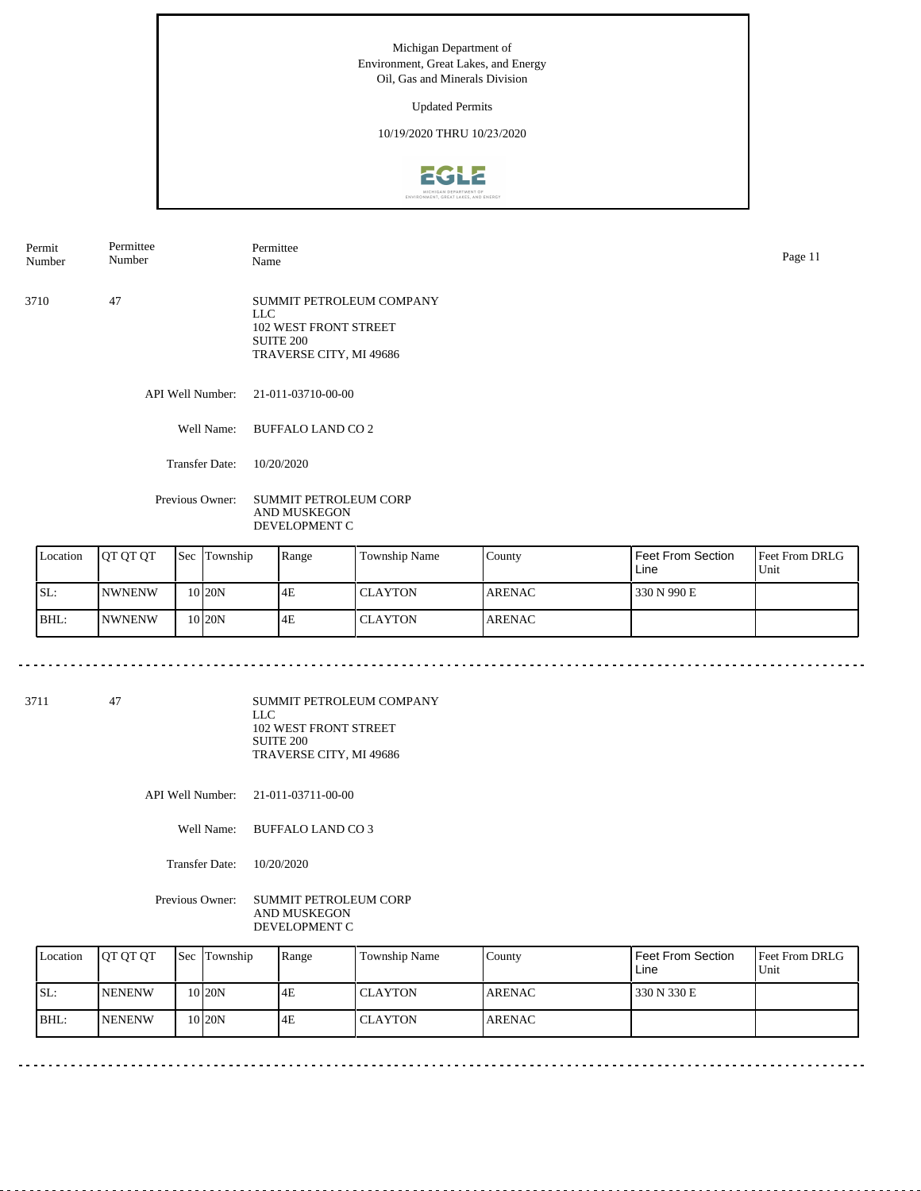Michigan Department of
Environment, Great Lakes, and Energy
Oil, Gas and Minerals Division

Updated Permits

10/19/2020 THRU 10/23/2020

| Permit Number | Permittee Number | Permittee Name |
|---|---|---|
| 3710 | 47 | SUMMIT PETROLEUM COMPANY LLC<br>102 WEST FRONT STREET<br>SUITE 200<br>TRAVERSE CITY, MI 49686 |

API Well Number: 21-011-03710-00-00

Well Name: BUFFALO LAND CO 2

Transfer Date: 10/20/2020

Previous Owner: SUMMIT PETROLEUM CORP AND MUSKEGON DEVELOPMENT C

| Location | QT QT QT | Sec | Township | Range | Township Name | County | Feet From Section Line | Feet From DRLG Unit |
|---|---|---|---|---|---|---|---|---|
| SL: | NWNENW | 10 | 20N | 4E | CLAYTON | ARENAC | 330 N 990 E | |
| BHL: | NWNENW | 10 | 20N | 4E | CLAYTON | ARENAC | | |

---

| Permit Number | Permittee Number | Permittee Name |
|---|---|---|
| 3711 | 47 | SUMMIT PETROLEUM COMPANY LLC<br>102 WEST FRONT STREET<br>SUITE 200<br>TRAVERSE CITY, MI 49686 |

API Well Number: 21-011-03711-00-00

Well Name: BUFFALO LAND CO 3

Transfer Date: 10/20/2020

Previous Owner: SUMMIT PETROLEUM CORP AND MUSKEGON DEVELOPMENT C

| Location | QT QT QT | Sec | Township | Range | Township Name | County | Feet From Section Line | Feet From DRLG Unit |
|---|---|---|---|---|---|---|---|---|
| SL: | NENENW | 10 | 20N | 4E | CLAYTON | ARENAC | 330 N 330 E | |
| BHL: | NENENW | 10 | 20N | 4E | CLAYTON | ARENAC | | |